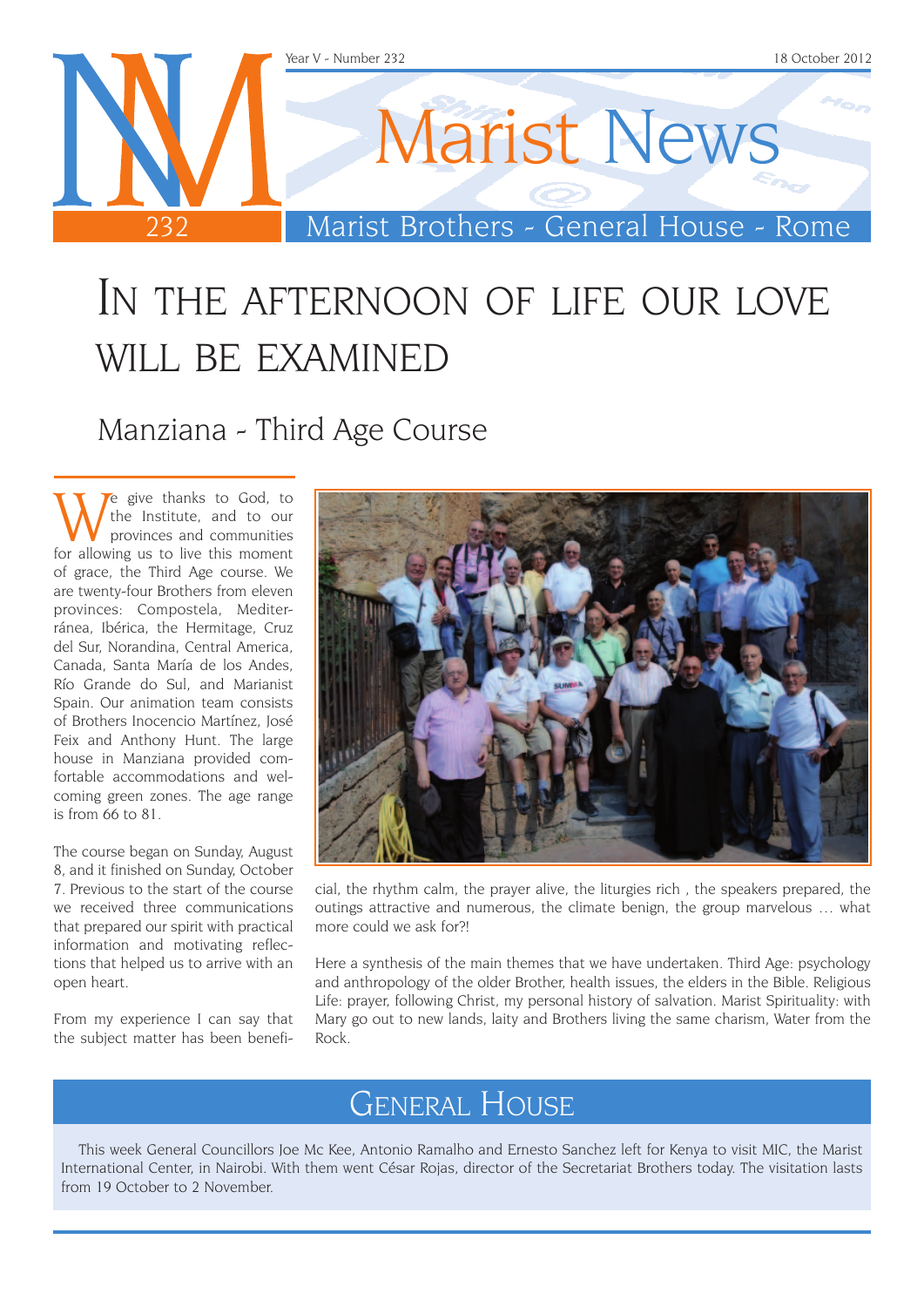# Marist News

Marist Brothers - General House - Rome

Year V - Number 232 — 18 October 2012

## In the afternoon of life our love will be examined

### Manziana - Third Age Course

We give thanks to God, to the Institute, and to our provinces and communities for allowing us to live this moment of grace, the Third Age course. We are twenty-four Brothers from eleven provinces: Compostela, Mediterránea, Ibérica, the Hermitage, Cruz del Sur, Norandina, Central America, Canada, Santa María de los Andes, Río Grande do Sul, and Marianist Spain. Our animation team consists of Brothers Inocencio Martínez, José Feix and Anthony Hunt. The large house in Manziana provided comfortable accommodations and welcoming green zones. The age range is from 66 to 81.

The course began on Sunday, August 8, and it finished on Sunday, October 7. Previous to the start of the course we received three communications that prepared our spirit with practical information and motivating reflections that helped us to arrive with an open heart.

From my experience I can say that the subject matter has been beneficial, the rhythm calm, the prayer alive, the liturgies rich , the speakers prepared, the outings attractive and numerous, the climate benign, the group marvelous … what more could we ask for?!

Here a synthesis of the main themes that we have undertaken. Third Age: psychology and anthropology of the older Brother, health issues, the elders in the Bible. Religious Life: prayer, following Christ, my personal history of salvation. Marist Spirituality: with Mary go out to new lands, laity and Brothers living the same charism, Water from the Rock.

## General House

This week General Councillors Joe Mc Kee, Antonio Ramalho and Ernesto Sanchez left for Kenya to visit MIC, the Marist International Center, in Nairobi. With them went César Rojas, director of the Secretariat Brothers today. The visitation lasts from 19 October to 2 November.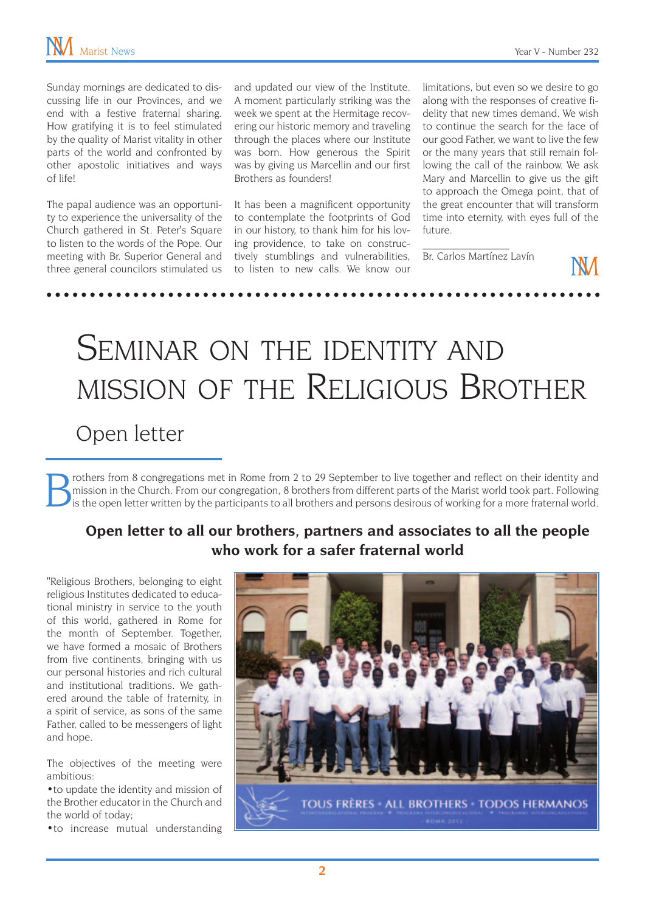Sunday mornings are dedicated to discussing life in our Provinces, and we end with a festive fraternal sharing. How gratifying it is to feel stimulated by the quality of Marist vitality in other parts of the world and confronted by other apostolic initiatives and ways of life!

The papal audience was an opportunity to experience the universality of the Church gathered in St. Peter's Square to listen to the words of the Pope. Our meeting with Br. Superior General and three general councilors stimulated us and updated our view of the Institute. A moment particularly striking was the week we spent at the Hermitage recovering our historic memory and traveling through the places where our Institute was born. How generous the Spirit was by giving us Marcellin and our first Brothers as founders!

It has been a magnificent opportunity to contemplate the footprints of God in our history, to thank him for his loving providence, to take on constructively stumblings and vulnerabilities, to listen to new calls. We know our limitations, but even so we desire to go along with the responses of creative fidelity that new times demand. We wish to continue the search for the face of our good Father, we want to live the few or the many years that still remain following the call of the rainbow. We ask Mary and Marcellin to give us the gift to approach the Omega point, that of the great encounter that will transform time into eternity, with eyes full of the future.

_______________
Br. Carlos Martínez Lavín

# Seminar on the identity and mission of the Religious Brother

## Open letter

Brothers from 8 congregations met in Rome from 2 to 29 September to live together and reflect on their identity and mission in the Church. From our congregation, 8 brothers from different parts of the Marist world took part. Following is the open letter written by the participants to all brothers and persons desirous of working for a more fraternal world.

### Open letter to all our brothers, partners and associates to all the people who work for a safer fraternal world

"Religious Brothers, belonging to eight religious Institutes dedicated to educational ministry in service to the youth of this world, gathered in Rome for the month of September. Together, we have formed a mosaic of Brothers from five continents, bringing with us our personal histories and rich cultural and institutional traditions. We gathered around the table of fraternity, in a spirit of service, as sons of the same Father, called to be messengers of light and hope.

The objectives of the meeting were ambitious:

- to update the identity and mission of the Brother educator in the Church and the world of today;
- to increase mutual understanding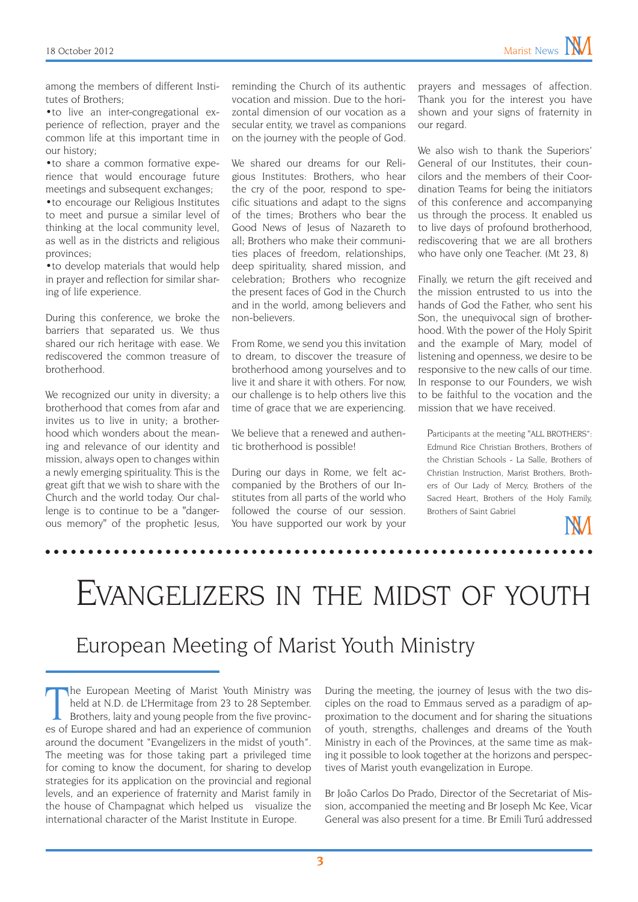among the members of different Institutes of Brothers;

- to live an inter-congregational experience of reflection, prayer and the common life at this important time in our history;
- to share a common formative experience that would encourage future meetings and subsequent exchanges;
- to encourage our Religious Institutes to meet and pursue a similar level of thinking at the local community level, as well as in the districts and religious provinces;
- to develop materials that would help in prayer and reflection for similar sharing of life experience.

During this conference, we broke the barriers that separated us. We thus shared our rich heritage with ease. We rediscovered the common treasure of brotherhood.

We recognized our unity in diversity; a brotherhood that comes from afar and invites us to live in unity; a brotherhood which wonders about the meaning and relevance of our identity and mission, always open to changes within a newly emerging spirituality. This is the great gift that we wish to share with the Church and the world today. Our challenge is to continue to be a "dangerous memory" of the prophetic Jesus, reminding the Church of its authentic vocation and mission. Due to the horizontal dimension of our vocation as a secular entity, we travel as companions on the journey with the people of God.

We shared our dreams for our Religious Institutes: Brothers, who hear the cry of the poor, respond to specific situations and adapt to the signs of the times; Brothers who bear the Good News of Jesus of Nazareth to all; Brothers who make their communities places of freedom, relationships, deep spirituality, shared mission, and celebration; Brothers who recognize the present faces of God in the Church and in the world, among believers and non-believers.

From Rome, we send you this invitation to dream, to discover the treasure of brotherhood among yourselves and to live it and share it with others. For now, our challenge is to help others live this time of grace that we are experiencing.

We believe that a renewed and authentic brotherhood is possible!

During our days in Rome, we felt accompanied by the Brothers of our Institutes from all parts of the world who followed the course of our session. You have supported our work by your prayers and messages of affection. Thank you for the interest you have shown and your signs of fraternity in our regard.

We also wish to thank the Superiors' General of our Institutes, their councilors and the members of their Coordination Teams for being the initiators of this conference and accompanying us through the process. It enabled us to live days of profound brotherhood, rediscovering that we are all brothers who have only one Teacher. (Mt 23, 8)

Finally, we return the gift received and the mission entrusted to us into the hands of God the Father, who sent his Son, the unequivocal sign of brotherhood. With the power of the Holy Spirit and the example of Mary, model of listening and openness, we desire to be responsive to the new calls of our time. In response to our Founders, we wish to be faithful to the vocation and the mission that we have received.

Participants at the meeting "ALL BROTHERS": Edmund Rice Christian Brothers, Brothers of the Christian Schools - La Salle, Brothers of Christian Instruction, Marist Brothers, Brothers of Our Lady of Mercy, Brothers of the Sacred Heart, Brothers of the Holy Family, Brothers of Saint Gabriel

# Evangelizers in the midst of youth

## European Meeting of Marist Youth Ministry

The European Meeting of Marist Youth Ministry was held at N.D. de L'Hermitage from 23 to 28 September. Brothers, laity and young people from the five provinces of Europe shared and had an experience of communion around the document "Evangelizers in the midst of youth". The meeting was for those taking part a privileged time for coming to know the document, for sharing to develop strategies for its application on the provincial and regional levels, and an experience of fraternity and Marist family in the house of Champagnat which helped us visualize the international character of the Marist Institute in Europe.

During the meeting, the journey of Jesus with the two disciples on the road to Emmaus served as a paradigm of approximation to the document and for sharing the situations of youth, strengths, challenges and dreams of the Youth Ministry in each of the Provinces, at the same time as making it possible to look together at the horizons and perspectives of Marist youth evangelization in Europe.

Br João Carlos Do Prado, Director of the Secretariat of Mission, accompanied the meeting and Br Joseph Mc Kee, Vicar General was also present for a time. Br Emili Turú addressed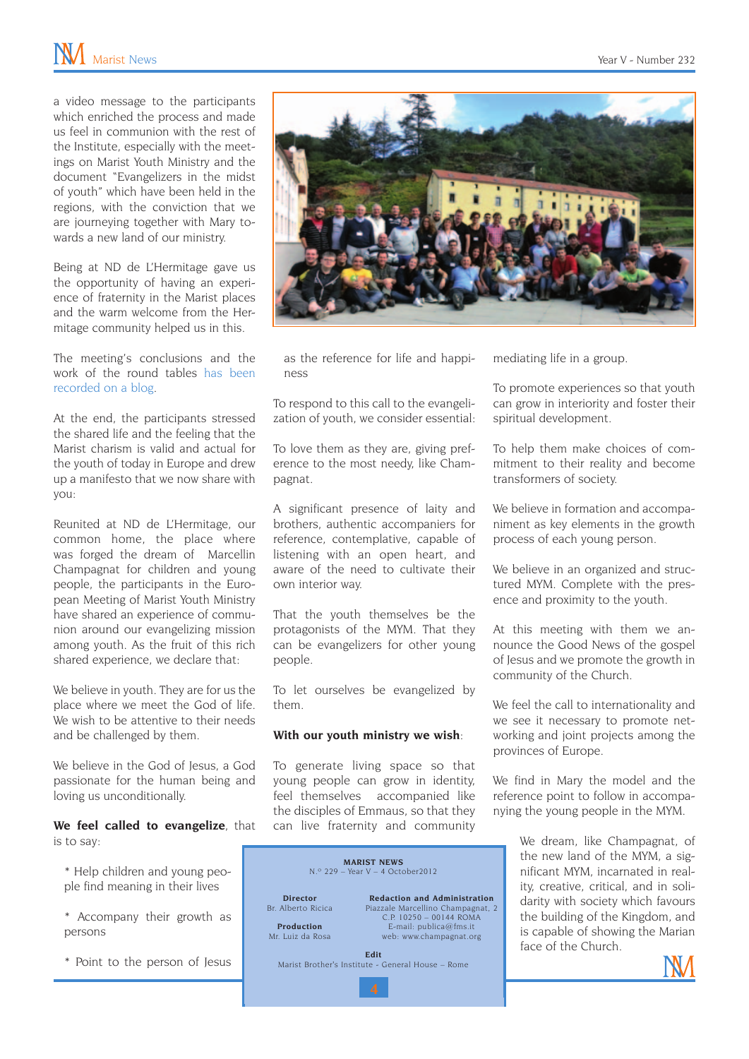a video message to the participants which enriched the process and made us feel in communion with the rest of the Institute, especially with the meetings on Marist Youth Ministry and the document "Evangelizers in the midst of youth" which have been held in the regions, with the conviction that we are journeying together with Mary towards a new land of our ministry.

Being at ND de L'Hermitage gave us the opportunity of having an experience of fraternity in the Marist places and the warm welcome from the Hermitage community helped us in this.

The meeting's conclusions and the work of the round tables has been recorded on a blog.

At the end, the participants stressed the shared life and the feeling that the Marist charism is valid and actual for the youth of today in Europe and drew up a manifesto that we now share with you:

Reunited at ND de L'Hermitage, our common home, the place where was forged the dream of Marcellin Champagnat for children and young people, the participants in the European Meeting of Marist Youth Ministry have shared an experience of communion around our evangelizing mission among youth. As the fruit of this rich shared experience, we declare that:

We believe in youth. They are for us the place where we meet the God of life. We wish to be attentive to their needs and be challenged by them.

We believe in the God of Jesus, a God passionate for the human being and loving us unconditionally.

**We feel called to evangelize**, that is to say:

* Help children and young people find meaning in their lives

* Accompany their growth as persons

* Point to the person of Jesus as the reference for life and happiness

To respond to this call to the evangelization of youth, we consider essential:

To love them as they are, giving preference to the most needy, like Champagnat.

A significant presence of laity and brothers, authentic accompaniers for reference, contemplative, capable of listening with an open heart, and aware of the need to cultivate their own interior way.

That the youth themselves be the protagonists of the MYM. That they can be evangelizers for other young people.

To let ourselves be evangelized by them.

**With our youth ministry we wish**:

To generate living space so that young people can grow in identity, feel themselves accompanied like the disciples of Emmaus, so that they can live fraternity and community mediating life in a group.

To promote experiences so that youth can grow in interiority and foster their spiritual development.

To help them make choices of commitment to their reality and become transformers of society.

We believe in formation and accompaniment as key elements in the growth process of each young person.

We believe in an organized and structured MYM. Complete with the presence and proximity to the youth.

At this meeting with them we announce the Good News of the gospel of Jesus and we promote the growth in community of the Church.

We feel the call to internationality and we see it necessary to promote networking and joint projects among the provinces of Europe.

We find in Mary the model and the reference point to follow in accompanying the young people in the MYM.

We dream, like Champagnat, of the new land of the MYM, a significant MYM, incarnated in reality, creative, critical, and in solidarity with society which favours the building of the Kingdom, and is capable of showing the Marian face of the Church.

**MARIST NEWS**
N.º 229 – Year V – 4 October2012

**Director**
Br. Alberto Ricica

**Production**
Mr. Luiz da Rosa

**Redaction and Administration**
Piazzale Marcellino Champagnat, 2
C.P. 10250 – 00144 ROMA
E-mail: publica@fms.it
web: www.champagnat.org

**Edit**
Marist Brother's Institute - General House – Rome